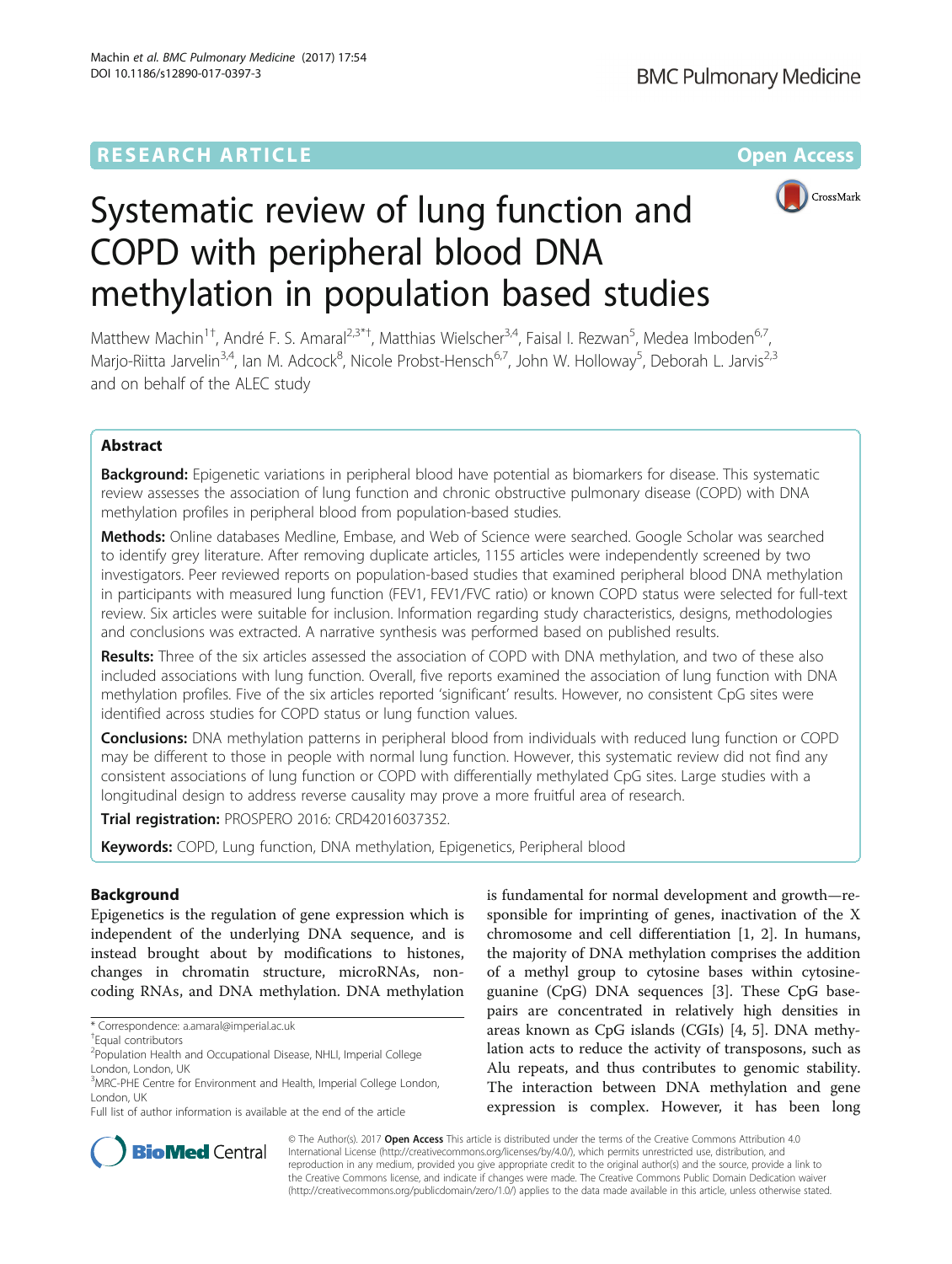RESEARCH ARTICLE

Open Access

# Systematic review of lung function and COPD with peripheral blood DNA methylation in population based studies

Matthew Machin[1†], André F. S. Amaral[2,3*†], Matthias Wielscher[3,4], Faisal I. Rezwan[5], Medea Imboden[6,7], Marjo-Riitta Jarvelin[3,4], Ian M. Adcock[8], Nicole Probst-Hensch[6,7], John W. Holloway[5], Deborah L. Jarvis[2,3] and on behalf of the ALEC study

## Abstract

**Background:** Epigenetic variations in peripheral blood have potential as biomarkers for disease. This systematic review assesses the association of lung function and chronic obstructive pulmonary disease (COPD) with DNA methylation profiles in peripheral blood from population-based studies.

**Methods:** Online databases Medline, Embase, and Web of Science were searched. Google Scholar was searched to identify grey literature. After removing duplicate articles, 1155 articles were independently screened by two investigators. Peer reviewed reports on population-based studies that examined peripheral blood DNA methylation in participants with measured lung function (FEV1, FEV1/FVC ratio) or known COPD status were selected for full-text review. Six articles were suitable for inclusion. Information regarding study characteristics, designs, methodologies and conclusions was extracted. A narrative synthesis was performed based on published results.

**Results:** Three of the six articles assessed the association of COPD with DNA methylation, and two of these also included associations with lung function. Overall, five reports examined the association of lung function with DNA methylation profiles. Five of the six articles reported 'significant' results. However, no consistent CpG sites were identified across studies for COPD status or lung function values.

**Conclusions:** DNA methylation patterns in peripheral blood from individuals with reduced lung function or COPD may be different to those in people with normal lung function. However, this systematic review did not find any consistent associations of lung function or COPD with differentially methylated CpG sites. Large studies with a longitudinal design to address reverse causality may prove a more fruitful area of research.

**Trial registration:** PROSPERO 2016: CRD42016037352.

**Keywords:** COPD, Lung function, DNA methylation, Epigenetics, Peripheral blood

## Background

Epigenetics is the regulation of gene expression which is independent of the underlying DNA sequence, and is instead brought about by modifications to histones, changes in chromatin structure, microRNAs, non-coding RNAs, and DNA methylation. DNA methylation is fundamental for normal development and growth—responsible for imprinting of genes, inactivation of the X chromosome and cell differentiation [1, 2]. In humans, the majority of DNA methylation comprises the addition of a methyl group to cytosine bases within cytosine-guanine (CpG) DNA sequences [3]. These CpG base-pairs are concentrated in relatively high densities in areas known as CpG islands (CGIs) [4, 5]. DNA methylation acts to reduce the activity of transposons, such as Alu repeats, and thus contributes to genomic stability. The interaction between DNA methylation and gene expression is complex. However, it has been long

\* Correspondence: a.amaral@imperial.ac.uk
†Equal contributors
[2]Population Health and Occupational Disease, NHLI, Imperial College London, London, UK
[3]MRC-PHE Centre for Environment and Health, Imperial College London, London, UK
Full list of author information is available at the end of the article

© The Author(s). 2017 **Open Access** This article is distributed under the terms of the Creative Commons Attribution 4.0 International License (http://creativecommons.org/licenses/by/4.0/), which permits unrestricted use, distribution, and reproduction in any medium, provided you give appropriate credit to the original author(s) and the source, provide a link to the Creative Commons license, and indicate if changes were made. The Creative Commons Public Domain Dedication waiver (http://creativecommons.org/publicdomain/zero/1.0/) applies to the data made available in this article, unless otherwise stated.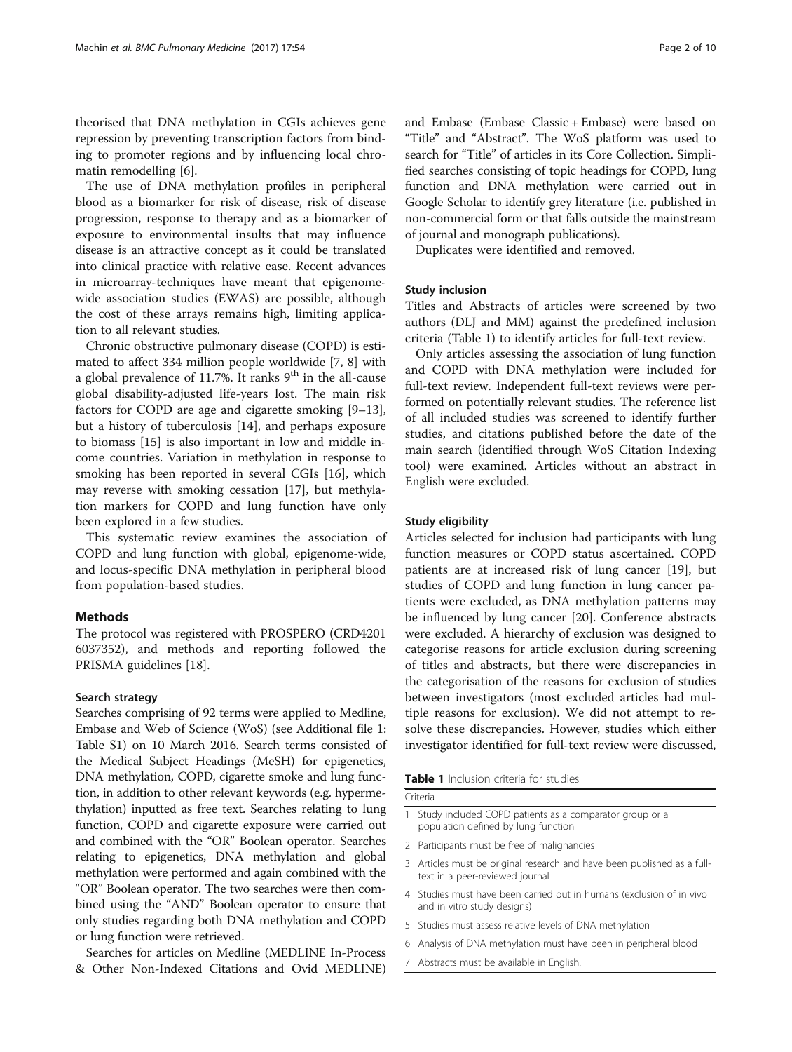theorised that DNA methylation in CGIs achieves gene repression by preventing transcription factors from binding to promoter regions and by influencing local chromatin remodelling [6].

The use of DNA methylation profiles in peripheral blood as a biomarker for risk of disease, risk of disease progression, response to therapy and as a biomarker of exposure to environmental insults that may influence disease is an attractive concept as it could be translated into clinical practice with relative ease. Recent advances in microarray-techniques have meant that epigenome-wide association studies (EWAS) are possible, although the cost of these arrays remains high, limiting application to all relevant studies.

Chronic obstructive pulmonary disease (COPD) is estimated to affect 334 million people worldwide [7, 8] with a global prevalence of 11.7%. It ranks 9[th] in the all-cause global disability-adjusted life-years lost. The main risk factors for COPD are age and cigarette smoking [9–13], but a history of tuberculosis [14], and perhaps exposure to biomass [15] is also important in low and middle income countries. Variation in methylation in response to smoking has been reported in several CGIs [16], which may reverse with smoking cessation [17], but methylation markers for COPD and lung function have only been explored in a few studies.

This systematic review examines the association of COPD and lung function with global, epigenome-wide, and locus-specific DNA methylation in peripheral blood from population-based studies.

## Methods

The protocol was registered with PROSPERO (CRD42016037352), and methods and reporting followed the PRISMA guidelines [18].

### Search strategy

Searches comprising of 92 terms were applied to Medline, Embase and Web of Science (WoS) (see Additional file 1: Table S1) on 10 March 2016. Search terms consisted of the Medical Subject Headings (MeSH) for epigenetics, DNA methylation, COPD, cigarette smoke and lung function, in addition to other relevant keywords (e.g. hypermethylation) inputted as free text. Searches relating to lung function, COPD and cigarette exposure were carried out and combined with the "OR" Boolean operator. Searches relating to epigenetics, DNA methylation and global methylation were performed and again combined with the "OR" Boolean operator. The two searches were then combined using the "AND" Boolean operator to ensure that only studies regarding both DNA methylation and COPD or lung function were retrieved.

Searches for articles on Medline (MEDLINE In-Process & Other Non-Indexed Citations and Ovid MEDLINE) and Embase (Embase Classic + Embase) were based on "Title" and "Abstract". The WoS platform was used to search for "Title" of articles in its Core Collection. Simplified searches consisting of topic headings for COPD, lung function and DNA methylation were carried out in Google Scholar to identify grey literature (i.e. published in non-commercial form or that falls outside the mainstream of journal and monograph publications).

Duplicates were identified and removed.

### Study inclusion

Titles and Abstracts of articles were screened by two authors (DLJ and MM) against the predefined inclusion criteria (Table 1) to identify articles for full-text review.

Only articles assessing the association of lung function and COPD with DNA methylation were included for full-text review. Independent full-text reviews were performed on potentially relevant studies. The reference list of all included studies was screened to identify further studies, and citations published before the date of the main search (identified through WoS Citation Indexing tool) were examined. Articles without an abstract in English were excluded.

### Study eligibility

Articles selected for inclusion had participants with lung function measures or COPD status ascertained. COPD patients are at increased risk of lung cancer [19], but studies of COPD and lung function in lung cancer patients were excluded, as DNA methylation patterns may be influenced by lung cancer [20]. Conference abstracts were excluded. A hierarchy of exclusion was designed to categorise reasons for article exclusion during screening of titles and abstracts, but there were discrepancies in the categorisation of the reasons for exclusion of studies between investigators (most excluded articles had multiple reasons for exclusion). We did not attempt to resolve these discrepancies. However, studies which either investigator identified for full-text review were discussed,

**Table 1** Inclusion criteria for studies

| Criteria | |
|---|---|
| 1 | Study included COPD patients as a comparator group or a population defined by lung function |
| 2 | Participants must be free of malignancies |
| 3 | Articles must be original research and have been published as a full-text in a peer-reviewed journal |
| 4 | Studies must have been carried out in humans (exclusion of in vivo and in vitro study designs) |
| 5 | Studies must assess relative levels of DNA methylation |
| 6 | Analysis of DNA methylation must have been in peripheral blood |
| 7 | Abstracts must be available in English. |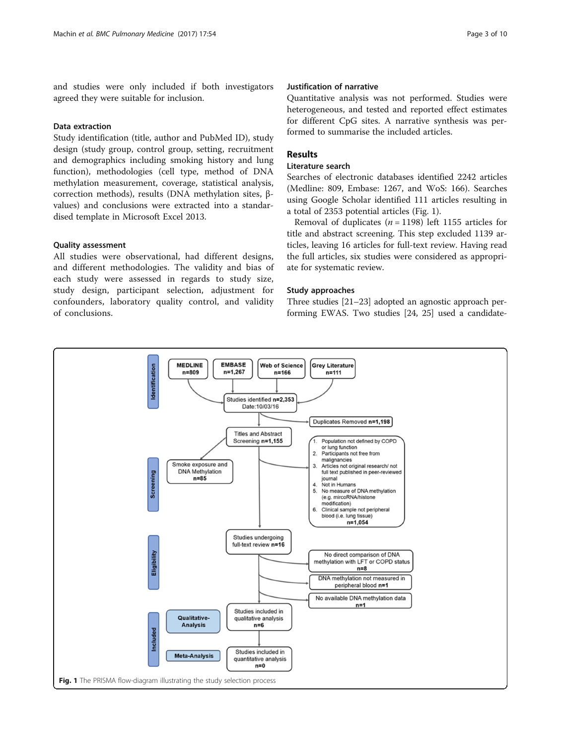and studies were only included if both investigators agreed they were suitable for inclusion.

### Data extraction

Study identification (title, author and PubMed ID), study design (study group, control group, setting, recruitment and demographics including smoking history and lung function), methodologies (cell type, method of DNA methylation measurement, coverage, statistical analysis, correction methods), results (DNA methylation sites, β-values) and conclusions were extracted into a standardised template in Microsoft Excel 2013.

### Quality assessment

All studies were observational, had different designs, and different methodologies. The validity and bias of each study were assessed in regards to study size, study design, participant selection, adjustment for confounders, laboratory quality control, and validity of conclusions.

### Justification of narrative

Quantitative analysis was not performed. Studies were heterogeneous, and tested and reported effect estimates for different CpG sites. A narrative synthesis was performed to summarise the included articles.

## Results

### Literature search

Searches of electronic databases identified 2242 articles (Medline: 809, Embase: 1267, and WoS: 166). Searches using Google Scholar identified 111 articles resulting in a total of 2353 potential articles (Fig. 1).

Removal of duplicates ($n = 1198$) left 1155 articles for title and abstract screening. This step excluded 1139 articles, leaving 16 articles for full-text review. Having read the full articles, six studies were considered as appropriate for systematic review.

### Study approaches

Three studies [21–23] adopted an agnostic approach performing EWAS. Two studies [24, 25] used a candidate-

**Fig. 1** The PRISMA flow-diagram illustrating the study selection process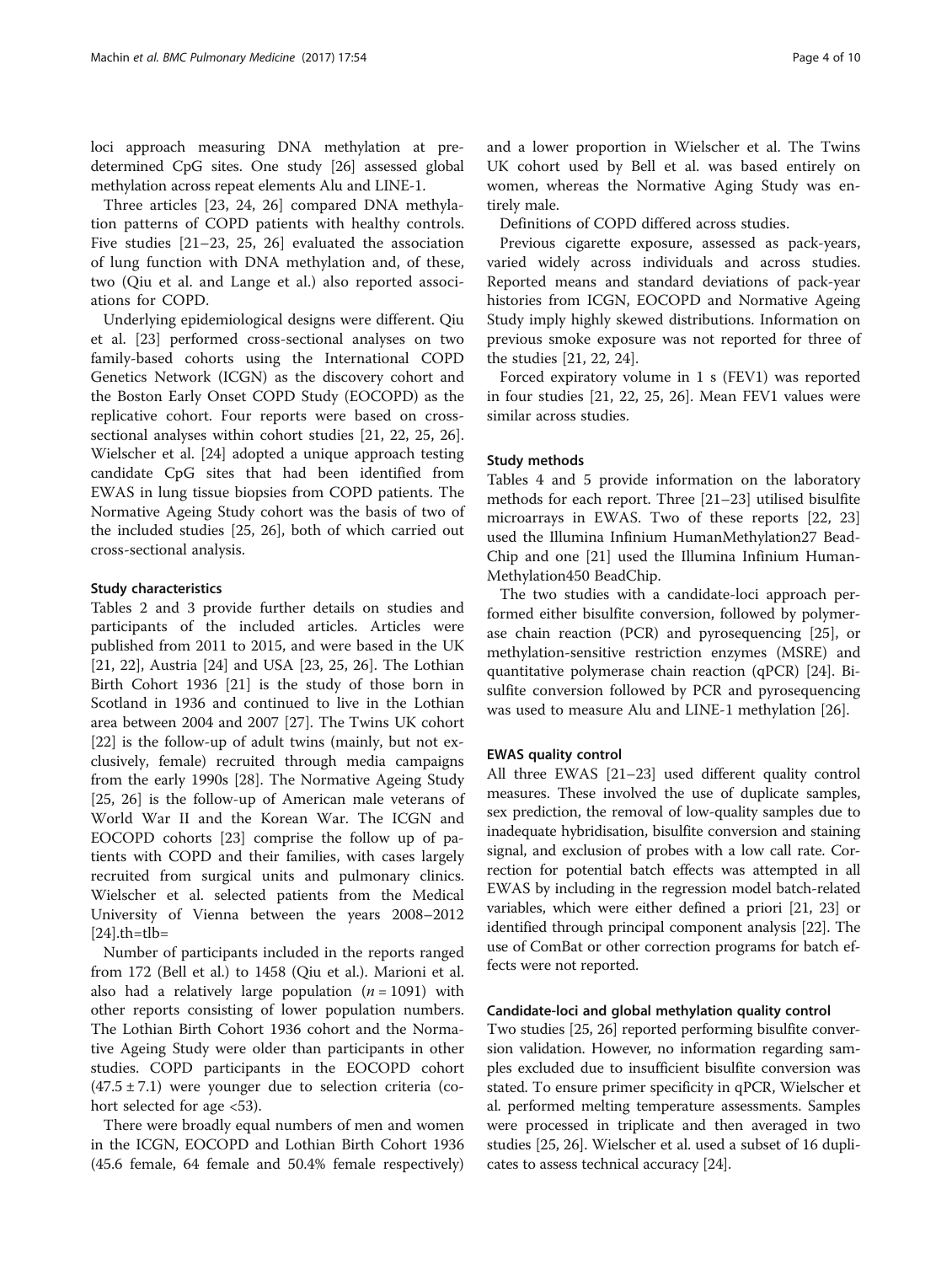loci approach measuring DNA methylation at predetermined CpG sites. One study [26] assessed global methylation across repeat elements Alu and LINE-1.

Three articles [23, 24, 26] compared DNA methylation patterns of COPD patients with healthy controls. Five studies [21–23, 25, 26] evaluated the association of lung function with DNA methylation and, of these, two (Qiu et al. and Lange et al.) also reported associations for COPD.

Underlying epidemiological designs were different. Qiu et al. [23] performed cross-sectional analyses on two family-based cohorts using the International COPD Genetics Network (ICGN) as the discovery cohort and the Boston Early Onset COPD Study (EOCOPD) as the replicative cohort. Four reports were based on cross-sectional analyses within cohort studies [21, 22, 25, 26]. Wielscher et al. [24] adopted a unique approach testing candidate CpG sites that had been identified from EWAS in lung tissue biopsies from COPD patients. The Normative Ageing Study cohort was the basis of two of the included studies [25, 26], both of which carried out cross-sectional analysis.

### Study characteristics

Tables 2 and 3 provide further details on studies and participants of the included articles. Articles were published from 2011 to 2015, and were based in the UK [21, 22], Austria [24] and USA [23, 25, 26]. The Lothian Birth Cohort 1936 [21] is the study of those born in Scotland in 1936 and continued to live in the Lothian area between 2004 and 2007 [27]. The Twins UK cohort [22] is the follow-up of adult twins (mainly, but not exclusively, female) recruited through media campaigns from the early 1990s [28]. The Normative Ageing Study [25, 26] is the follow-up of American male veterans of World War II and the Korean War. The ICGN and EOCOPD cohorts [23] comprise the follow up of patients with COPD and their families, with cases largely recruited from surgical units and pulmonary clinics. Wielscher et al. selected patients from the Medical University of Vienna between the years 2008–2012 [24].th=tlb=

Number of participants included in the reports ranged from 172 (Bell et al.) to 1458 (Qiu et al.). Marioni et al. also had a relatively large population ($n = 1091$) with other reports consisting of lower population numbers. The Lothian Birth Cohort 1936 cohort and the Normative Ageing Study were older than participants in other studies. COPD participants in the EOCOPD cohort ($47.5 \pm 7.1$) were younger due to selection criteria (cohort selected for age <53).

There were broadly equal numbers of men and women in the ICGN, EOCOPD and Lothian Birth Cohort 1936 (45.6 female, 64 female and 50.4% female respectively) and a lower proportion in Wielscher et al. The Twins UK cohort used by Bell et al. was based entirely on women, whereas the Normative Aging Study was entirely male.

Definitions of COPD differed across studies.

Previous cigarette exposure, assessed as pack-years, varied widely across individuals and across studies. Reported means and standard deviations of pack-year histories from ICGN, EOCOPD and Normative Ageing Study imply highly skewed distributions. Information on previous smoke exposure was not reported for three of the studies [21, 22, 24].

Forced expiratory volume in 1 s (FEV1) was reported in four studies [21, 22, 25, 26]. Mean FEV1 values were similar across studies.

### Study methods

Tables 4 and 5 provide information on the laboratory methods for each report. Three [21–23] utilised bisulfite microarrays in EWAS. Two of these reports [22, 23] used the Illumina Infinium HumanMethylation27 BeadChip and one [21] used the Illumina Infinium HumanMethylation450 BeadChip.

The two studies with a candidate-loci approach performed either bisulfite conversion, followed by polymerase chain reaction (PCR) and pyrosequencing [25], or methylation-sensitive restriction enzymes (MSRE) and quantitative polymerase chain reaction (qPCR) [24]. Bisulfite conversion followed by PCR and pyrosequencing was used to measure Alu and LINE-1 methylation [26].

### EWAS quality control

All three EWAS [21–23] used different quality control measures. These involved the use of duplicate samples, sex prediction, the removal of low-quality samples due to inadequate hybridisation, bisulfite conversion and staining signal, and exclusion of probes with a low call rate. Correction for potential batch effects was attempted in all EWAS by including in the regression model batch-related variables, which were either defined a priori [21, 23] or identified through principal component analysis [22]. The use of ComBat or other correction programs for batch effects were not reported.

### Candidate-loci and global methylation quality control

Two studies [25, 26] reported performing bisulfite conversion validation. However, no information regarding samples excluded due to insufficient bisulfite conversion was stated. To ensure primer specificity in qPCR, Wielscher et al. performed melting temperature assessments. Samples were processed in triplicate and then averaged in two studies [25, 26]. Wielscher et al. used a subset of 16 duplicates to assess technical accuracy [24].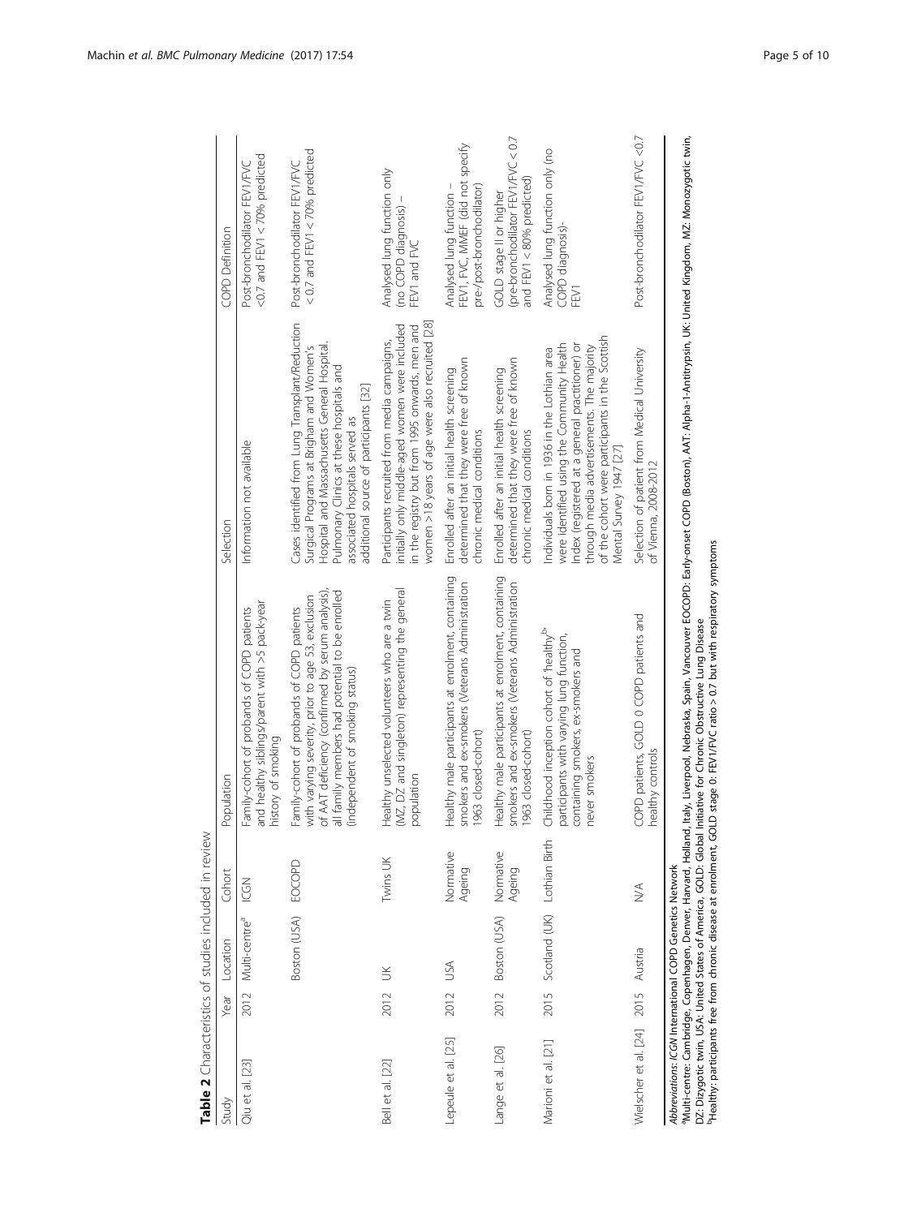**Table 2** Characteristics of studies included in review

| Study | Year | Location | Cohort | Population | Selection | COPD Definition |
|---|---|---|---|---|---|---|
| Qiu et al. [23] | 2012 | Multi-centre[a] | ICGN | Family-cohort of probands of COPD patients and healthy siblings/parent with >5 pack-year history of smoking | Information not available | Post-bronchodilator FEV1/FVC <0.7 and FEV1 < 70% predicted |
| | | Boston (USA) | EOCOPD | Family-cohort of probands of COPD patients with varying severity, prior to age 53, exclusion of AAT deficiency (confirmed by serum analysis), all family members had potential to be enrolled (independent of smoking status) | Cases identified from Lung Transplant/Reduction Surgical Programs at Brigham and Women's Hospital and Massachusetts General Hospital. Pulmonary Clinics at these hospitals and associated hospitals served as additional source of participants [32] | Post-bronchodilator FEV1/FVC < 0.7 and FEV1 < 70% predicted |
| Bell et al. [22] | 2012 | UK | Twins UK | Healthy unselected volunteers who are a twin (MZ, DZ and singleton) representing the general population | Participants recruited from media campaigns, initially only middle-aged women were included in the registry but from 1995 onwards, men and women >18 years of age were also recruited [28] | Analysed lung function only (no COPD diagnosis) – FEV1 and FVC |
| Lepeule et al. [25] | 2012 | USA | Normative Ageing | Healthy male participants at enrolment, containing smokers and ex-smokers (Veterans Administration 1963 closed-cohort) | Enrolled after an initial health screening determined that they were free of known chronic medical conditions | Analysed lung function – FEV1, FVC, MMEF (did not specify pre-/post-bronchodilator) |
| Lange et al. [26] | 2012 | Boston (USA) | Normative Ageing | Healthy male participants at enrolment, containing smokers and ex-smokers (Veterans Administration 1963 closed-cohort) | Enrolled after an initial health screening determined that they were free of known chronic medical conditions | GOLD stage II or higher (pre-bronchodilator FEV1/FVC < 0.7 and FEV1 < 80% predicted) |
| Marioni et al. [21] | 2015 | Scotland (UK) | Lothian Birth | Childhood inception cohort of 'healthy'[b] participants with varying lung function, containing smokers, ex-smokers and never smokers | Individuals born in 1936 in the Lothian area were identified using the Community Health Index (registered at a general practitioner) or through media advertisements. The majority of the cohort were participants in the Scottish Mental Survey 1947 [27] | Analysed lung function only (no COPD diagnosis)- FEV1 |
| Wielscher et al. [24] | 2015 | Austria | N/A | COPD patients, GOLD 0 COPD patients and healthy controls | Selection of patient from Medical University of Vienna, 2008-2012 | Post-bronchodilator FEV1/FVC <0.7 |

*Abbreviations*: *ICGN* International COPD Genetics Network

[a]Multi-centre: Cambridge, Copenhagen, Denver, Harvard, Holland, Italy, Liverpool, Nebraska, Spain, Vancouver EOCOPD: Early-onset COPD (Boston), AAT: Alpha-1-Antitrypsin, UK: United Kingdom, MZ: Monozygotic twin, DZ: Dizygotic twin, USA: United States of America, GOLD: Global Initiative for Chronic Obstructive Lung Disease

[b]Healthy: participants free from chronic disease at enrolment, GOLD stage 0: FEV1/FVC ratio > 0.7 but with respiratory symptoms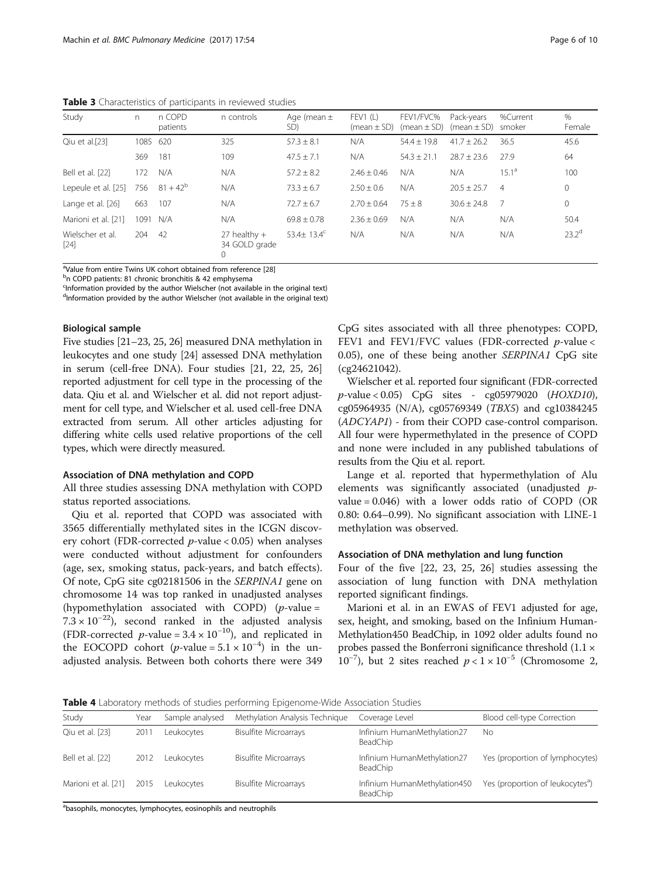**Table 3** Characteristics of participants in reviewed studies

| Study | n | n COPD patients | n controls | Age (mean ± SD) | FEV1 (L) (mean ± SD) | FEV1/FVC% (mean ± SD) | Pack-years (mean ± SD) | %Current smoker | % Female |
|---|---|---|---|---|---|---|---|---|---|
| Qiu et al.[23] | 1085 | 620 | 325 | 57.3 ± 8.1 | N/A | 54.4 ± 19.8 | 41.7 ± 26.2 | 36.5 | 45.6 |
| | 369 | 181 | 109 | 47.5 ± 7.1 | N/A | 54.3 ± 21.1 | 28.7 ± 23.6 | 27.9 | 64 |
| Bell et al. [22] | 172 | N/A | N/A | 57.2 ± 8.2 | 2.46 ± 0.46 | N/A | N/A | 15.1[a] | 100 |
| Lepeule et al. [25] | 756 | 81 + 42[b] | N/A | 73.3 ± 6.7 | 2.50 ± 0.6 | N/A | 20.5 ± 25.7 | 4 | 0 |
| Lange et al. [26] | 663 | 107 | N/A | 72.7 ± 6.7 | 2.70 ± 0.64 | 75 ± 8 | 30.6 ± 24.8 | 7 | 0 |
| Marioni et al. [21] | 1091 | N/A | N/A | 69.8 ± 0.78 | 2.36 ± 0.69 | N/A | N/A | N/A | 50.4 |
| Wielscher et al. [24] | 204 | 42 | 27 healthy + 34 GOLD grade 0 | 53.4± 13.4[c] | N/A | N/A | N/A | N/A | 23.2[d] |

[a]Value from entire Twins UK cohort obtained from reference [28]
[b]n COPD patients: 81 chronic bronchitis & 42 emphysema
[c]Information provided by the author Wielscher (not available in the original text)
[d]Information provided by the author Wielscher (not available in the original text)

### Biological sample

Five studies [21–23, 25, 26] measured DNA methylation in leukocytes and one study [24] assessed DNA methylation in serum (cell-free DNA). Four studies [21, 22, 25, 26] reported adjustment for cell type in the processing of the data. Qiu et al. and Wielscher et al. did not report adjustment for cell type, and Wielscher et al. used cell-free DNA extracted from serum. All other articles adjusting for differing white cells used relative proportions of the cell types, which were directly measured.

### Association of DNA methylation and COPD

All three studies assessing DNA methylation with COPD status reported associations.

Qiu et al. reported that COPD was associated with 3565 differentially methylated sites in the ICGN discovery cohort (FDR-corrected $p$-value < 0.05) when analyses were conducted without adjustment for confounders (age, sex, smoking status, pack-years, and batch effects). Of note, CpG site cg02181506 in the *SERPINA1* gene on chromosome 14 was top ranked in unadjusted analyses (hypomethylation associated with COPD) ($p$-value = $7.3 \times 10^{-22}$), second ranked in the adjusted analysis (FDR-corrected $p$-value = $3.4 \times 10^{-10}$), and replicated in the EOCOPD cohort ($p$-value = $5.1 \times 10^{-4}$) in the unadjusted analysis. Between both cohorts there were 349 CpG sites associated with all three phenotypes: COPD, FEV1 and FEV1/FVC values (FDR-corrected $p$-value < 0.05), one of these being another *SERPINA1* CpG site (cg24621042).

Wielscher et al. reported four significant (FDR-corrected $p$-value < 0.05) CpG sites - cg05979020 (*HOXD10*), cg05964935 (N/A), cg05769349 (*TBX5*) and cg10384245 (*ADCYAP1*) - from their COPD case-control comparison. All four were hypermethylated in the presence of COPD and none were included in any published tabulations of results from the Qiu et al. report.

Lange et al. reported that hypermethylation of Alu elements was significantly associated (unadjusted $p$-value = 0.046) with a lower odds ratio of COPD (OR 0.80: 0.64–0.99). No significant association with LINE-1 methylation was observed.

### Association of DNA methylation and lung function

Four of the five [22, 23, 25, 26] studies assessing the association of lung function with DNA methylation reported significant findings.

Marioni et al. in an EWAS of FEV1 adjusted for age, sex, height, and smoking, based on the Infinium HumanMethylation450 BeadChip, in 1092 older adults found no probes passed the Bonferroni significance threshold ($1.1 \times 10^{-7}$), but 2 sites reached $p < 1 \times 10^{-5}$ (Chromosome 2,

**Table 4** Laboratory methods of studies performing Epigenome-Wide Association Studies

| Study | Year | Sample analysed | Methylation Analysis Technique | Coverage Level | Blood cell-type Correction |
|---|---|---|---|---|---|
| Qiu et al. [23] | 2011 | Leukocytes | Bisulfite Microarrays | Infinium HumanMethylation27 BeadChip | No |
| Bell et al. [22] | 2012 | Leukocytes | Bisulfite Microarrays | Infinium HumanMethylation27 BeadChip | Yes (proportion of lymphocytes) |
| Marioni et al. [21] | 2015 | Leukocytes | Bisulfite Microarrays | Infinium HumanMethylation450 BeadChip | Yes (proportion of leukocytes[a]) |

[a]basophils, monocytes, lymphocytes, eosinophils and neutrophils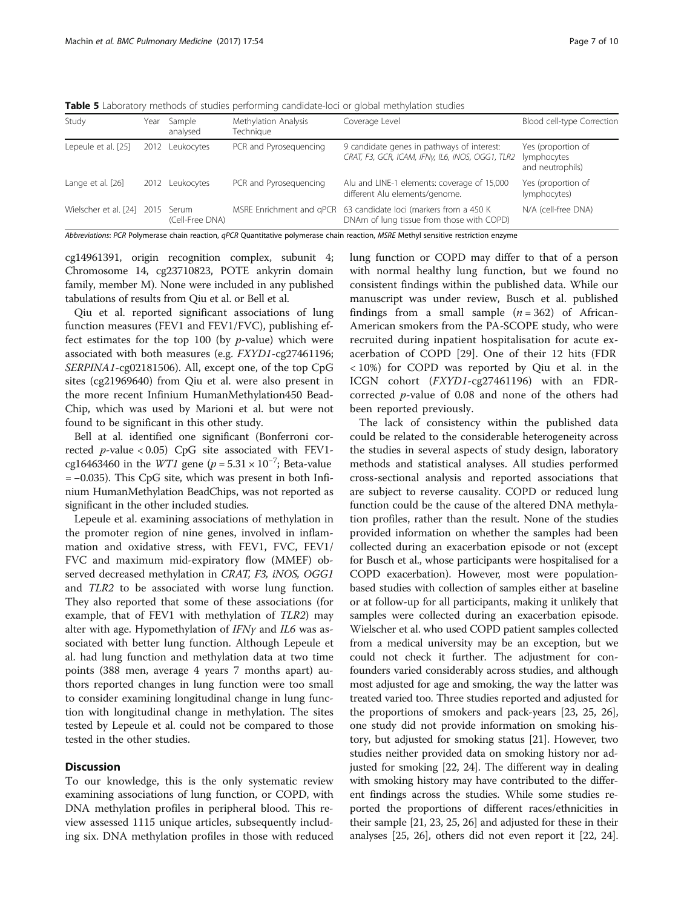**Table 5** Laboratory methods of studies performing candidate-loci or global methylation studies

| Study | Year | Sample analysed | Methylation Analysis Technique | Coverage Level | Blood cell-type Correction |
|---|---|---|---|---|---|
| Lepeule et al. [25] | 2012 | Leukocytes | PCR and Pyrosequencing | 9 candidate genes in pathways of interest: *CRAT, F3, GCR, ICAM, IFNγ, IL6, iNOS, OGG1, TLR2* | Yes (proportion of lymphocytes and neutrophils) |
| Lange et al. [26] | 2012 | Leukocytes | PCR and Pyrosequencing | Alu and LINE-1 elements: coverage of 15,000 different Alu elements/genome. | Yes (proportion of lymphocytes) |
| Wielscher et al. [24] | 2015 | Serum (Cell-Free DNA) | MSRE Enrichment and qPCR | 63 candidate loci (markers from a 450 K DNAm of lung tissue from those with COPD) | N/A (cell-free DNA) |

*Abbreviations*: *PCR* Polymerase chain reaction, *qPCR* Quantitative polymerase chain reaction, *MSRE* Methyl sensitive restriction enzyme

cg14961391, origin recognition complex, subunit 4; Chromosome 14, cg23710823, POTE ankyrin domain family, member M). None were included in any published tabulations of results from Qiu et al. or Bell et al.

Qiu et al. reported significant associations of lung function measures (FEV1 and FEV1/FVC), publishing effect estimates for the top 100 (by *p*-value) which were associated with both measures (e.g. *FXYD1*-cg27461196; *SERPINA1*-cg02181506). All, except one, of the top CpG sites (cg21969640) from Qiu et al. were also present in the more recent Infinium HumanMethylation450 BeadChip, which was used by Marioni et al. but were not found to be significant in this other study.

Bell at al. identified one significant (Bonferroni corrected *p*-value < 0.05) CpG site associated with FEV1-cg16463460 in the *WT1* gene ($p = 5.31 \times 10^{-7}$; Beta-value = −0.035). This CpG site, which was present in both Infinium HumanMethylation BeadChips, was not reported as significant in the other included studies.

Lepeule et al. examining associations of methylation in the promoter region of nine genes, involved in inflammation and oxidative stress, with FEV1, FVC, FEV1/FVC and maximum mid-expiratory flow (MMEF) observed decreased methylation in *CRAT, F3, iNOS, OGG1* and *TLR2* to be associated with worse lung function. They also reported that some of these associations (for example, that of FEV1 with methylation of *TLR2*) may alter with age. Hypomethylation of *IFNγ* and *IL6* was associated with better lung function. Although Lepeule et al. had lung function and methylation data at two time points (388 men, average 4 years 7 months apart) authors reported changes in lung function were too small to consider examining longitudinal change in lung function with longitudinal change in methylation. The sites tested by Lepeule et al. could not be compared to those tested in the other studies.

## Discussion

To our knowledge, this is the only systematic review examining associations of lung function, or COPD, with DNA methylation profiles in peripheral blood. This review assessed 1115 unique articles, subsequently including six. DNA methylation profiles in those with reduced lung function or COPD may differ to that of a person with normal healthy lung function, but we found no consistent findings within the published data. While our manuscript was under review, Busch et al. published findings from a small sample ($n = 362$) of African-American smokers from the PA-SCOPE study, who were recruited during inpatient hospitalisation for acute exacerbation of COPD [29]. One of their 12 hits (FDR < 10%) for COPD was reported by Qiu et al. in the ICGN cohort (*FXYD1*-cg27461196) with an FDR-corrected *p*-value of 0.08 and none of the others had been reported previously.

The lack of consistency within the published data could be related to the considerable heterogeneity across the studies in several aspects of study design, laboratory methods and statistical analyses. All studies performed cross-sectional analysis and reported associations that are subject to reverse causality. COPD or reduced lung function could be the cause of the altered DNA methylation profiles, rather than the result. None of the studies provided information on whether the samples had been collected during an exacerbation episode or not (except for Busch et al., whose participants were hospitalised for a COPD exacerbation). However, most were population-based studies with collection of samples either at baseline or at follow-up for all participants, making it unlikely that samples were collected during an exacerbation episode. Wielscher et al. who used COPD patient samples collected from a medical university may be an exception, but we could not check it further. The adjustment for confounders varied considerably across studies, and although most adjusted for age and smoking, the way the latter was treated varied too. Three studies reported and adjusted for the proportions of smokers and pack-years [23, 25, 26], one study did not provide information on smoking history, but adjusted for smoking status [21]. However, two studies neither provided data on smoking history nor adjusted for smoking [22, 24]. The different way in dealing with smoking history may have contributed to the different findings across the studies. While some studies reported the proportions of different races/ethnicities in their sample [21, 23, 25, 26] and adjusted for these in their analyses [25, 26], others did not even report it [22, 24].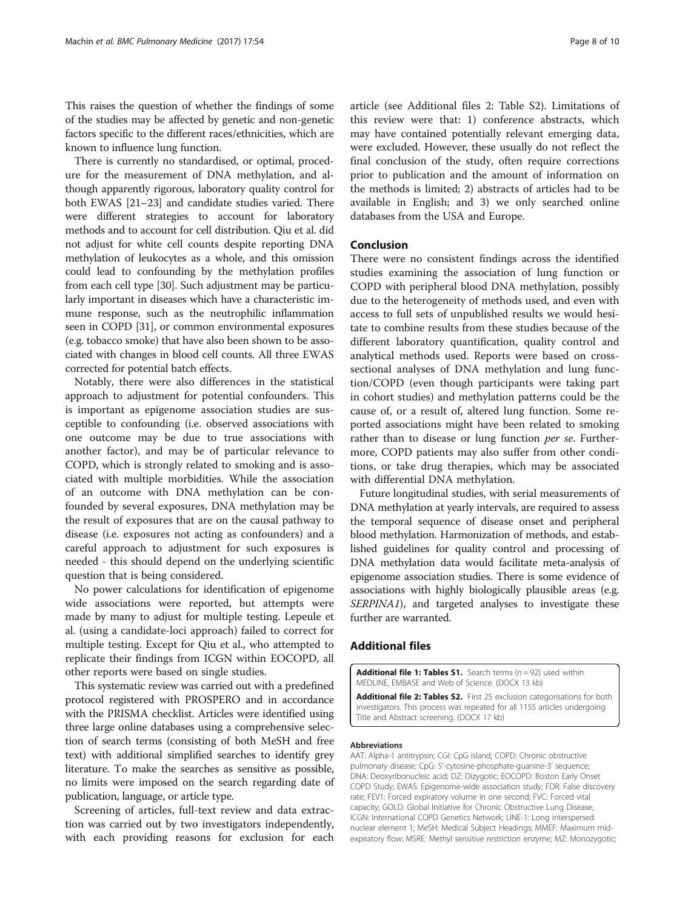This raises the question of whether the findings of some of the studies may be affected by genetic and non-genetic factors specific to the different races/ethnicities, which are known to influence lung function.

There is currently no standardised, or optimal, procedure for the measurement of DNA methylation, and although apparently rigorous, laboratory quality control for both EWAS [21–23] and candidate studies varied. There were different strategies to account for laboratory methods and to account for cell distribution. Qiu et al. did not adjust for white cell counts despite reporting DNA methylation of leukocytes as a whole, and this omission could lead to confounding by the methylation profiles from each cell type [30]. Such adjustment may be particularly important in diseases which have a characteristic immune response, such as the neutrophilic inflammation seen in COPD [31], or common environmental exposures (e.g. tobacco smoke) that have also been shown to be associated with changes in blood cell counts. All three EWAS corrected for potential batch effects.

Notably, there were also differences in the statistical approach to adjustment for potential confounders. This is important as epigenome association studies are susceptible to confounding (i.e. observed associations with one outcome may be due to true associations with another factor), and may be of particular relevance to COPD, which is strongly related to smoking and is associated with multiple morbidities. While the association of an outcome with DNA methylation can be confounded by several exposures, DNA methylation may be the result of exposures that are on the causal pathway to disease (i.e. exposures not acting as confounders) and a careful approach to adjustment for such exposures is needed - this should depend on the underlying scientific question that is being considered.

No power calculations for identification of epigenome wide associations were reported, but attempts were made by many to adjust for multiple testing. Lepeule et al. (using a candidate-loci approach) failed to correct for multiple testing. Except for Qiu et al., who attempted to replicate their findings from ICGN within EOCOPD, all other reports were based on single studies.

This systematic review was carried out with a predefined protocol registered with PROSPERO and in accordance with the PRISMA checklist. Articles were identified using three large online databases using a comprehensive selection of search terms (consisting of both MeSH and free text) with additional simplified searches to identify grey literature. To make the searches as sensitive as possible, no limits were imposed on the search regarding date of publication, language, or article type.

Screening of articles, full-text review and data extraction was carried out by two investigators independently, with each providing reasons for exclusion for each article (see Additional files 2: Table S2). Limitations of this review were that: 1) conference abstracts, which may have contained potentially relevant emerging data, were excluded. However, these usually do not reflect the final conclusion of the study, often require corrections prior to publication and the amount of information on the methods is limited; 2) abstracts of articles had to be available in English; and 3) we only searched online databases from the USA and Europe.

## Conclusion

There were no consistent findings across the identified studies examining the association of lung function or COPD with peripheral blood DNA methylation, possibly due to the heterogeneity of methods used, and even with access to full sets of unpublished results we would hesitate to combine results from these studies because of the different laboratory quantification, quality control and analytical methods used. Reports were based on cross-sectional analyses of DNA methylation and lung function/COPD (even though participants were taking part in cohort studies) and methylation patterns could be the cause of, or a result of, altered lung function. Some reported associations might have been related to smoking rather than to disease or lung function *per se*. Furthermore, COPD patients may also suffer from other conditions, or take drug therapies, which may be associated with differential DNA methylation.

Future longitudinal studies, with serial measurements of DNA methylation at yearly intervals, are required to assess the temporal sequence of disease onset and peripheral blood methylation. Harmonization of methods, and established guidelines for quality control and processing of DNA methylation data would facilitate meta-analysis of epigenome association studies. There is some evidence of associations with highly biologically plausible areas (e.g. *SERPINA1*), and targeted analyses to investigate these further are warranted.

## Additional files

**Additional file 1: Tables S1.** Search terms ($n = 92$) used within MEDLINE, EMBASE and Web of Science. (DOCX 13 kb)

**Additional file 2: Tables S2.** First 25 exclusion categorisations for both investigators. This process was repeated for all 1155 articles undergoing Title and Abstract screening. (DOCX 17 kb)

#### Abbreviations

AAT: Alpha-1 antitrypsin; CGI: CpG island; COPD: Chronic obstructive pulmonary disease; CpG: 5'-cytosine-phosphate-guanine-3' sequence; DNA: Deoxyribonucleic acid; DZ: Dizygotic; EOCOPD: Boston Early Onset COPD Study; EWAS: Epigenome-wide association study; FDR: False discovery rate; FEV1: Forced expiratory volume in one second; FVC: Forced vital capacity; GOLD: Global Initiative for Chronic Obstructive Lung Disease; ICGN: International COPD Genetics Network; LINE-1: Long interspersed nuclear element 1; MeSH: Medical Subject Headings; MMEF: Maximum mid-expiratory flow; MSRE: Methyl sensitive restriction enzyme; MZ: Monozygotic;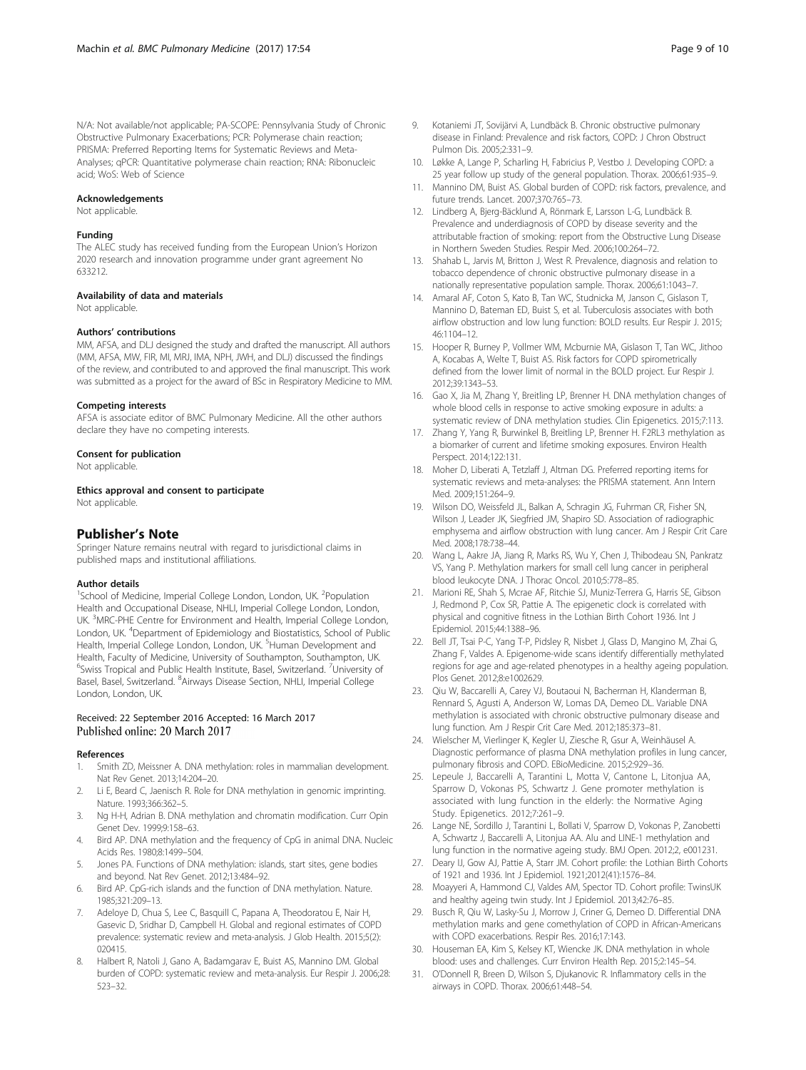N/A: Not available/not applicable; PA-SCOPE: Pennsylvania Study of Chronic Obstructive Pulmonary Exacerbations; PCR: Polymerase chain reaction; PRISMA: Preferred Reporting Items for Systematic Reviews and Meta-Analyses; qPCR: Quantitative polymerase chain reaction; RNA: Ribonucleic acid; WoS: Web of Science

#### Acknowledgements

Not applicable.

#### Funding

The ALEC study has received funding from the European Union's Horizon 2020 research and innovation programme under grant agreement No 633212.

#### Availability of data and materials

Not applicable.

#### Authors' contributions

MM, AFSA, and DLJ designed the study and drafted the manuscript. All authors (MM, AFSA, MW, FIR, MI, MRJ, IMA, NPH, JWH, and DLJ) discussed the findings of the review, and contributed to and approved the final manuscript. This work was submitted as a project for the award of BSc in Respiratory Medicine to MM.

#### Competing interests

AFSA is associate editor of BMC Pulmonary Medicine. All the other authors declare they have no competing interests.

#### Consent for publication

Not applicable.

#### Ethics approval and consent to participate

Not applicable.

## Publisher's Note

Springer Nature remains neutral with regard to jurisdictional claims in published maps and institutional affiliations.

#### Author details

[1]School of Medicine, Imperial College London, London, UK. [2]Population Health and Occupational Disease, NHLI, Imperial College London, London, UK. [3]MRC-PHE Centre for Environment and Health, Imperial College London, London, UK. [4]Department of Epidemiology and Biostatistics, School of Public Health, Imperial College London, London, UK. [5]Human Development and Health, Faculty of Medicine, University of Southampton, Southampton, UK. [6]Swiss Tropical and Public Health Institute, Basel, Switzerland. [7]University of Basel, Basel, Switzerland. [8]Airways Disease Section, NHLI, Imperial College London, London, UK.

Received: 22 September 2016 Accepted: 16 March 2017
Published online: 20 March 2017

#### References

1. Smith ZD, Meissner A. DNA methylation: roles in mammalian development. Nat Rev Genet. 2013;14:204–20.
2. Li E, Beard C, Jaenisch R. Role for DNA methylation in genomic imprinting. Nature. 1993;366:362–5.
3. Ng H-H, Adrian B. DNA methylation and chromatin modification. Curr Opin Genet Dev. 1999;9:158–63.
4. Bird AP. DNA methylation and the frequency of CpG in animal DNA. Nucleic Acids Res. 1980;8:1499–504.
5. Jones PA. Functions of DNA methylation: islands, start sites, gene bodies and beyond. Nat Rev Genet. 2012;13:484–92.
6. Bird AP. CpG-rich islands and the function of DNA methylation. Nature. 1985;321:209–13.
7. Adeloye D, Chua S, Lee C, Basquill C, Papana A, Theodoratou E, Nair H, Gasevic D, Sridhar D, Campbell H. Global and regional estimates of COPD prevalence: systematic review and meta-analysis. J Glob Health. 2015;5(2): 020415.
8. Halbert R, Natoli J, Gano A, Badamgarav E, Buist AS, Mannino DM. Global burden of COPD: systematic review and meta-analysis. Eur Respir J. 2006;28: 523–32.
9. Kotaniemi JT, Sovijärvi A, Lundbäck B. Chronic obstructive pulmonary disease in Finland: Prevalence and risk factors, COPD: J Chron Obstruct Pulmon Dis. 2005;2:331–9.
10. Løkke A, Lange P, Scharling H, Fabricius P, Vestbo J. Developing COPD: a 25 year follow up study of the general population. Thorax. 2006;61:935–9.
11. Mannino DM, Buist AS. Global burden of COPD: risk factors, prevalence, and future trends. Lancet. 2007;370:765–73.
12. Lindberg A, Bjerg-Bäcklund A, Rönmark E, Larsson L-G, Lundbäck B. Prevalence and underdiagnosis of COPD by disease severity and the attributable fraction of smoking: report from the Obstructive Lung Disease in Northern Sweden Studies. Respir Med. 2006;100:264–72.
13. Shahab L, Jarvis M, Britton J, West R. Prevalence, diagnosis and relation to tobacco dependence of chronic obstructive pulmonary disease in a nationally representative population sample. Thorax. 2006;61:1043–7.
14. Amaral AF, Coton S, Kato B, Tan WC, Studnicka M, Janson C, Gislason T, Mannino D, Bateman ED, Buist S, et al. Tuberculosis associates with both airflow obstruction and low lung function: BOLD results. Eur Respir J. 2015; 46:1104–12.
15. Hooper R, Burney P, Vollmer WM, Mcburnie MA, Gislason T, Tan WC, Jithoo A, Kocabas A, Welte T, Buist AS. Risk factors for COPD spirometrically defined from the lower limit of normal in the BOLD project. Eur Respir J. 2012;39:1343–53.
16. Gao X, Jia M, Zhang Y, Breitling LP, Brenner H. DNA methylation changes of whole blood cells in response to active smoking exposure in adults: a systematic review of DNA methylation studies. Clin Epigenetics. 2015;7:113.
17. Zhang Y, Yang R, Burwinkel B, Breitling LP, Brenner H. F2RL3 methylation as a biomarker of current and lifetime smoking exposures. Environ Health Perspect. 2014;122:131.
18. Moher D, Liberati A, Tetzlaff J, Altman DG. Preferred reporting items for systematic reviews and meta-analyses: the PRISMA statement. Ann Intern Med. 2009;151:264–9.
19. Wilson DO, Weissfeld JL, Balkan A, Schragin JG, Fuhrman CR, Fisher SN, Wilson J, Leader JK, Siegfried JM, Shapiro SD. Association of radiographic emphysema and airflow obstruction with lung cancer. Am J Respir Crit Care Med. 2008;178:738–44.
20. Wang L, Aakre JA, Jiang R, Marks RS, Wu Y, Chen J, Thibodeau SN, Pankratz VS, Yang P. Methylation markers for small cell lung cancer in peripheral blood leukocyte DNA. J Thorac Oncol. 2010;5:778–85.
21. Marioni RE, Shah S, Mcrae AF, Ritchie SJ, Muniz-Terrera G, Harris SE, Gibson J, Redmond P, Cox SR, Pattie A. The epigenetic clock is correlated with physical and cognitive fitness in the Lothian Birth Cohort 1936. Int J Epidemiol. 2015;44:1388–96.
22. Bell JT, Tsai P-C, Yang T-P, Pidsley R, Nisbet J, Glass D, Mangino M, Zhai G, Zhang F, Valdes A. Epigenome-wide scans identify differentially methylated regions for age and age-related phenotypes in a healthy ageing population. Plos Genet. 2012;8:e1002629.
23. Qiu W, Baccarelli A, Carey VJ, Boutaoui N, Bacherman H, Klanderman B, Rennard S, Agusti A, Anderson W, Lomas DA, Demeo DL. Variable DNA methylation is associated with chronic obstructive pulmonary disease and lung function. Am J Respir Crit Care Med. 2012;185:373–81.
24. Wielscher M, Vierlinger K, Kegler U, Ziesche R, Gsur A, Weinhäusel A. Diagnostic performance of plasma DNA methylation profiles in lung cancer, pulmonary fibrosis and COPD. EBioMedicine. 2015;2:929–36.
25. Lepeule J, Baccarelli A, Tarantini L, Motta V, Cantone L, Litonjua AA, Sparrow D, Vokonas PS, Schwartz J. Gene promoter methylation is associated with lung function in the elderly: the Normative Aging Study. Epigenetics. 2012;7:261–9.
26. Lange NE, Sordillo J, Tarantini L, Bollati V, Sparrow D, Vokonas P, Zanobetti A, Schwartz J, Baccarelli A, Litonjua AA. Alu and LINE-1 methylation and lung function in the normative ageing study. BMJ Open. 2012;2, e001231.
27. Deary IJ, Gow AJ, Pattie A, Starr JM. Cohort profile: the Lothian Birth Cohorts of 1921 and 1936. Int J Epidemiol. 1921;2012(41):1576–84.
28. Moayyeri A, Hammond CJ, Valdes AM, Spector TD. Cohort profile: TwinsUK and healthy ageing twin study. Int J Epidemiol. 2013;42:76–85.
29. Busch R, Qiu W, Lasky-Su J, Morrow J, Criner G, Demeo D. Differential DNA methylation marks and gene comethylation of COPD in African-Americans with COPD exacerbations. Respir Res. 2016;17:143.
30. Houseman EA, Kim S, Kelsey KT, Wiencke JK. DNA methylation in whole blood: uses and challenges. Curr Environ Health Rep. 2015;2:145–54.
31. O'Donnell R, Breen D, Wilson S, Djukanovic R. Inflammatory cells in the airways in COPD. Thorax. 2006;61:448–54.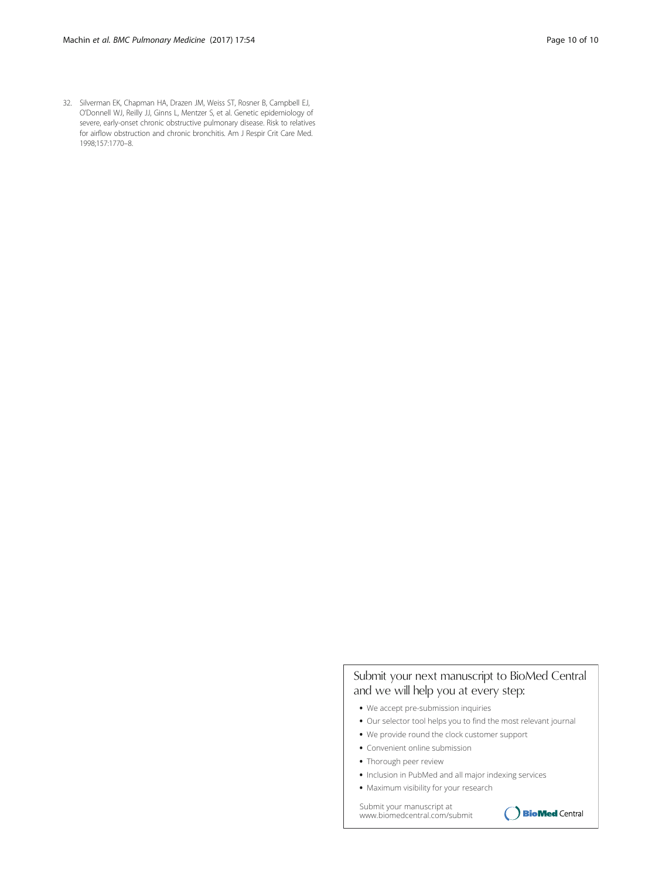32. Silverman EK, Chapman HA, Drazen JM, Weiss ST, Rosner B, Campbell EJ, O'Donnell WJ, Reilly JJ, Ginns L, Mentzer S, et al. Genetic epidemiology of severe, early-onset chronic obstructive pulmonary disease. Risk to relatives for airflow obstruction and chronic bronchitis. Am J Respir Crit Care Med. 1998;157:1770–8.

Submit your next manuscript to BioMed Central and we will help you at every step:

- We accept pre-submission inquiries
- Our selector tool helps you to find the most relevant journal
- We provide round the clock customer support
- Convenient online submission
- Thorough peer review
- Inclusion in PubMed and all major indexing services
- Maximum visibility for your research

Submit your manuscript at
www.biomedcentral.com/submit

BioMed Central